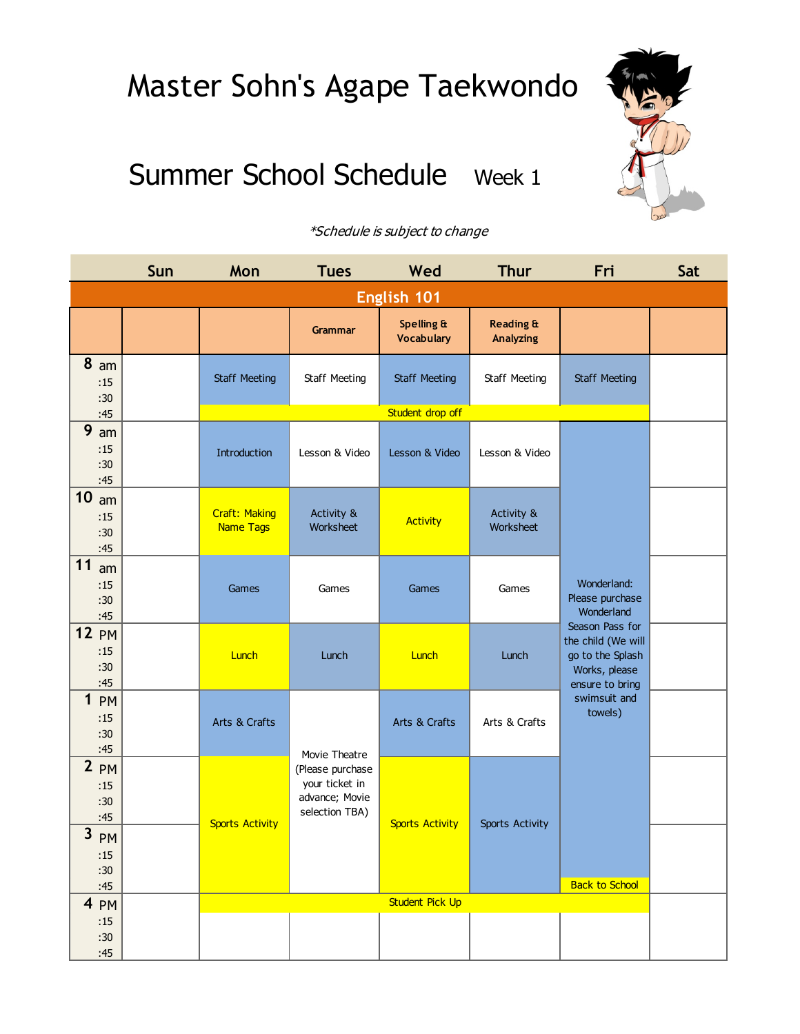# Master Sohn's Agape Taekwondo

## Summary School Schedule Week 1

*\*Schedule is subject to change*

| | Sun | Mon | Tues | Wed | Thur | Fri | Sat |
|---|---|---|---|---|---|---|---|
| **English 101** | | | | | | | |
| | | | **Grammar** | **Spelling & Vocabulary** | **Reading & Analyzing** | | |
| 8 am / :15 / :30 | | Staff Meeting | Staff Meeting | Staff Meeting | Staff Meeting | Staff Meeting | |
| :45 | | Student drop off | Student drop off | Student drop off | Student drop off | Student drop off | |
| 9 am | | Introduction | Lesson & Video | Lesson & Video | Lesson & Video | Wonderland: Please purchase Wonderland Season Pass for the child (We will go to the Splash Works, please ensure to bring swimsuit and towels) | |
| 10 am | | Craft: Making Name Tags | Activity & Worksheet | Activity | Activity & Worksheet | | |
| 11 am | | Games | Games | Games | Games | | |
| 12 PM | | Lunch | Lunch | Lunch | Lunch | | |
| 1 PM | | Arts & Crafts | Movie Theatre (Please purchase your ticket in advance; Movie selection TBA) | Arts & Crafts | Arts & Crafts | | |
| 2 PM | | Sports Activity | | Sports Activity | Sports Activity | | |
| 3 PM / :15 / :30 | | | | | | | |
| :45 | | | | | | Back to School | |
| 4 PM | | Student Pick Up | Student Pick Up | Student Pick Up | Student Pick Up | Student Pick Up | |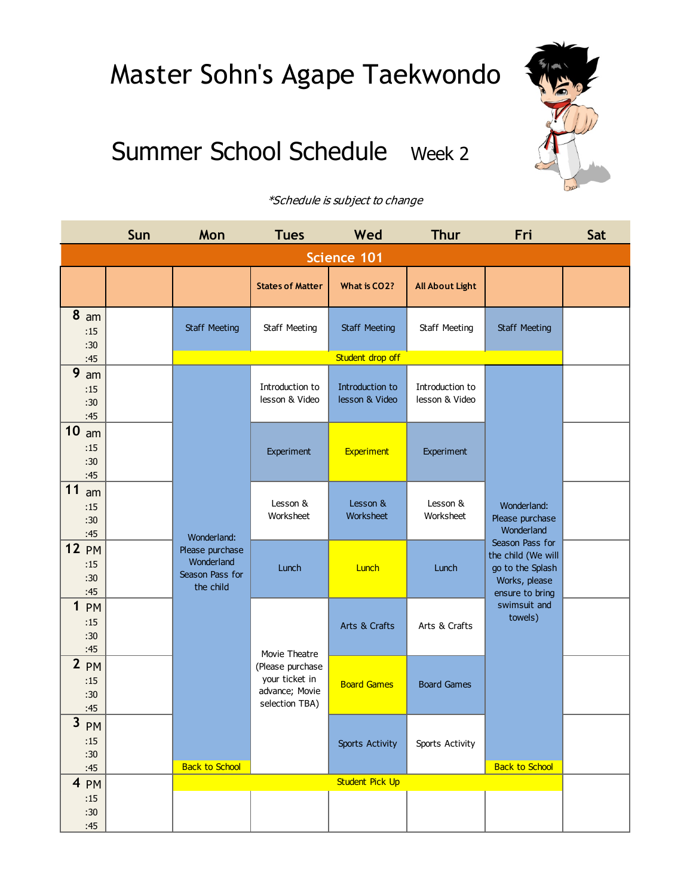# Master Sohn's Agape Taekwondo

## Summer School Schedule Week 2

*\*Schedule is subject to change*

| | Sun | Mon | Tues | Wed | Thur | Fri | Sat |
|---|---|---|---|---|---|---|---|
| **Science 101** | | | | | | | |
| | | | **States of Matter** | **What is CO2?** | **All About Light** | | |
| 8 am :15 :30 | | Staff Meeting | Staff Meeting | Staff Meeting | Staff Meeting | Staff Meeting | |
| :45 | | Student drop off | Student drop off | Student drop off | Student drop off | Student drop off | |
| 9 am :15 :30 :45 | | Wonderland: Please purchase Wonderland Season Pass for the child | Introduction to lesson & Video | Introduction to lesson & Video | Introduction to lesson & Video | Wonderland: Please purchase Wonderland Season Pass for the child (We will go to the Splash Works, please ensure to bring swimsuit and towels) | |
| 10 am :15 :30 :45 | | | Experiment | Experiment | Experiment | | |
| 11 am :15 :30 :45 | | | Lesson & Worksheet | Lesson & Worksheet | Lesson & Worksheet | | |
| 12 PM :15 :30 :45 | | | Lunch | Lunch | Lunch | | |
| 1 PM :15 :30 :45 | | | Movie Theatre (Please purchase your ticket in advance; Movie selection TBA) | Arts & Crafts | Arts & Crafts | | |
| 2 PM :15 :30 :45 | | | | Board Games | Board Games | | |
| 3 PM :15 :30 | | | | Sports Activity | Sports Activity | | |
| :45 | | Back to School | | | | Back to School | |
| 4 PM | | Student Pick Up | Student Pick Up | Student Pick Up | Student Pick Up | Student Pick Up | |
| :15 :30 :45 | | | | | | | |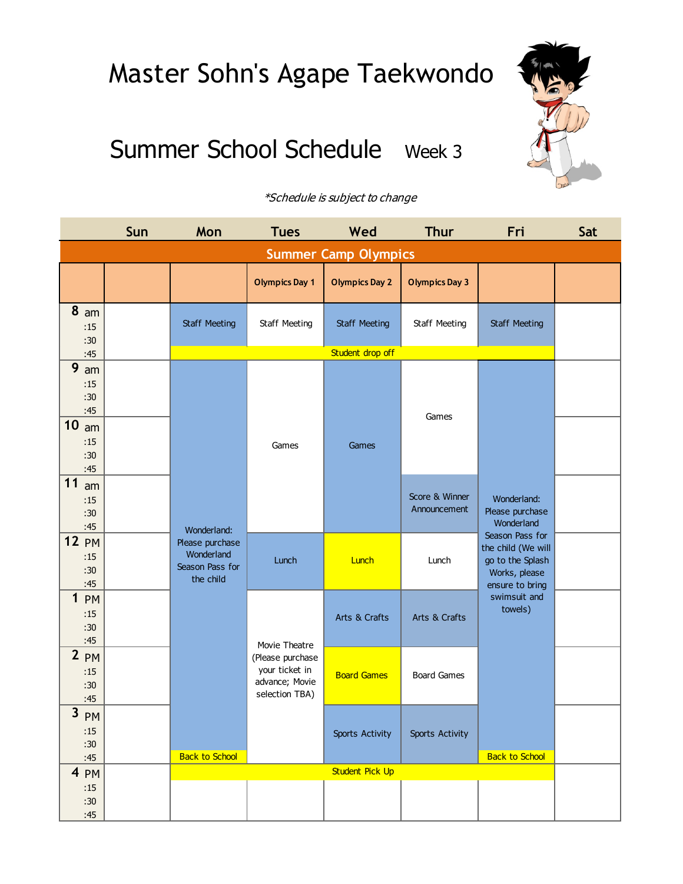# Master Sohn's Agape Taekwondo

## Summer School Schedule Week 3

*\*Schedule is subject to change*

**Summer Camp Olympics**

| | Sun | Mon | Tues | Wed | Thur | Fri | Sat |
|---|---|---|---|---|---|---|---|
| | | | Olympics Day 1 | Olympics Day 2 | Olympics Day 3 | | |
| 8 am | | Staff Meeting | Staff Meeting | Staff Meeting | Staff Meeting | Staff Meeting | |
| 8:45 | | Student drop off | Student drop off | Student drop off | Student drop off | Student drop off | |
| 9 am | | Wonderland: Please purchase Wonderland Season Pass for the child | Games | Games | Games | Wonderland: Please purchase Wonderland Season Pass for the child (We will go to the Splash Works, please ensure to bring swimsuit and towels) | |
| 10 am | | | | | | | |
| 11 am | | | | | Score & Winner Announcement | | |
| 12 PM | | | Lunch | Lunch | Lunch | | |
| 1 PM | | | Movie Theatre (Please purchase your ticket in advance; Movie selection TBA) | Arts & Crafts | Arts & Crafts | | |
| 2 PM | | | | Board Games | Board Games | | |
| 3 PM | | | | Sports Activity | Sports Activity | | |
| 3:45 | | Back to School | | | | Back to School | |
| 4 PM | | Student Pick Up | Student Pick Up | Student Pick Up | Student Pick Up | Student Pick Up | |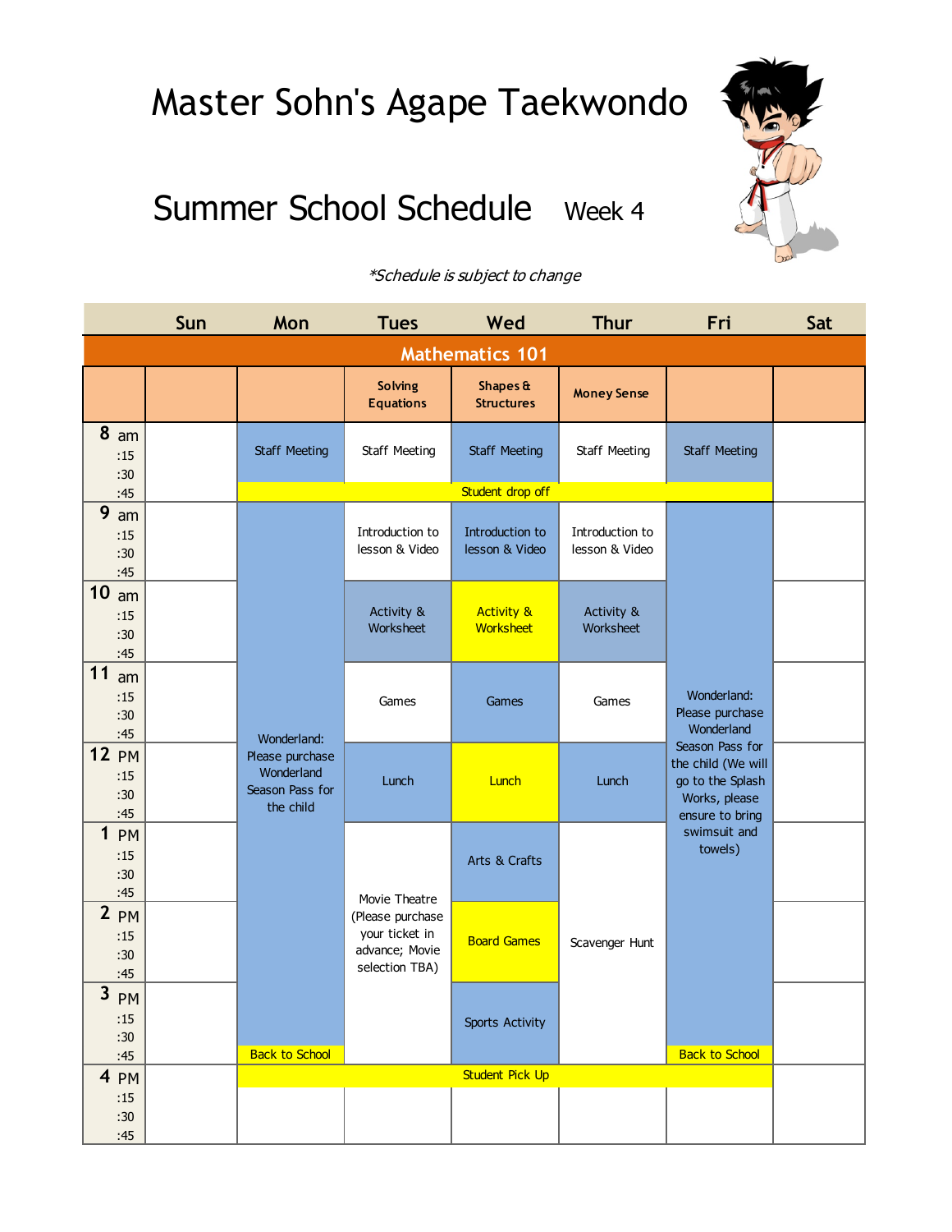# Master Sohn's Agape Taekwondo

## Summer School Schedule Week 4

*\*Schedule is subject to change*

| | Sun | Mon | Tues | Wed | Thur | Fri | Sat |
|---|---|---|---|---|---|---|---|
| **Mathematics 101** | | | | | | | |
| | | | Solving Equations | Shapes & Structures | Money Sense | | |
| 8 am :15 :30 | | Staff Meeting | Staff Meeting | Staff Meeting | Staff Meeting | Staff Meeting | |
| :45 | | Student drop off | Student drop off | Student drop off | Student drop off | Student drop off | |
| 9 am :15 :30 :45 | | Wonderland: Please purchase Wonderland Season Pass for the child | Introduction to lesson & Video | Introduction to lesson & Video | Introduction to lesson & Video | Wonderland: Please purchase Wonderland Season Pass for the child (We will go to the Splash Works, please ensure to bring swimsuit and towels) | |
| 10 am :15 :30 :45 | | | Activity & Worksheet | Activity & Worksheet | Activity & Worksheet | | |
| 11 am :15 :30 :45 | | | Games | Games | Games | | |
| 12 PM :15 :30 :45 | | | Lunch | Lunch | Lunch | | |
| 1 PM :15 :30 :45 | | | Movie Theatre (Please purchase your ticket in advance; Movie selection TBA) | Arts & Crafts | Scavenger Hunt | | |
| 2 PM :15 :30 :45 | | | | Board Games | | | |
| 3 PM :15 :30 | | | | Sports Activity | | | |
| :45 | | Back to School | | | | Back to School | |
| 4 PM | | Student Pick Up | Student Pick Up | Student Pick Up | Student Pick Up | Student Pick Up | |
| :15 :30 :45 | | | | | | | |